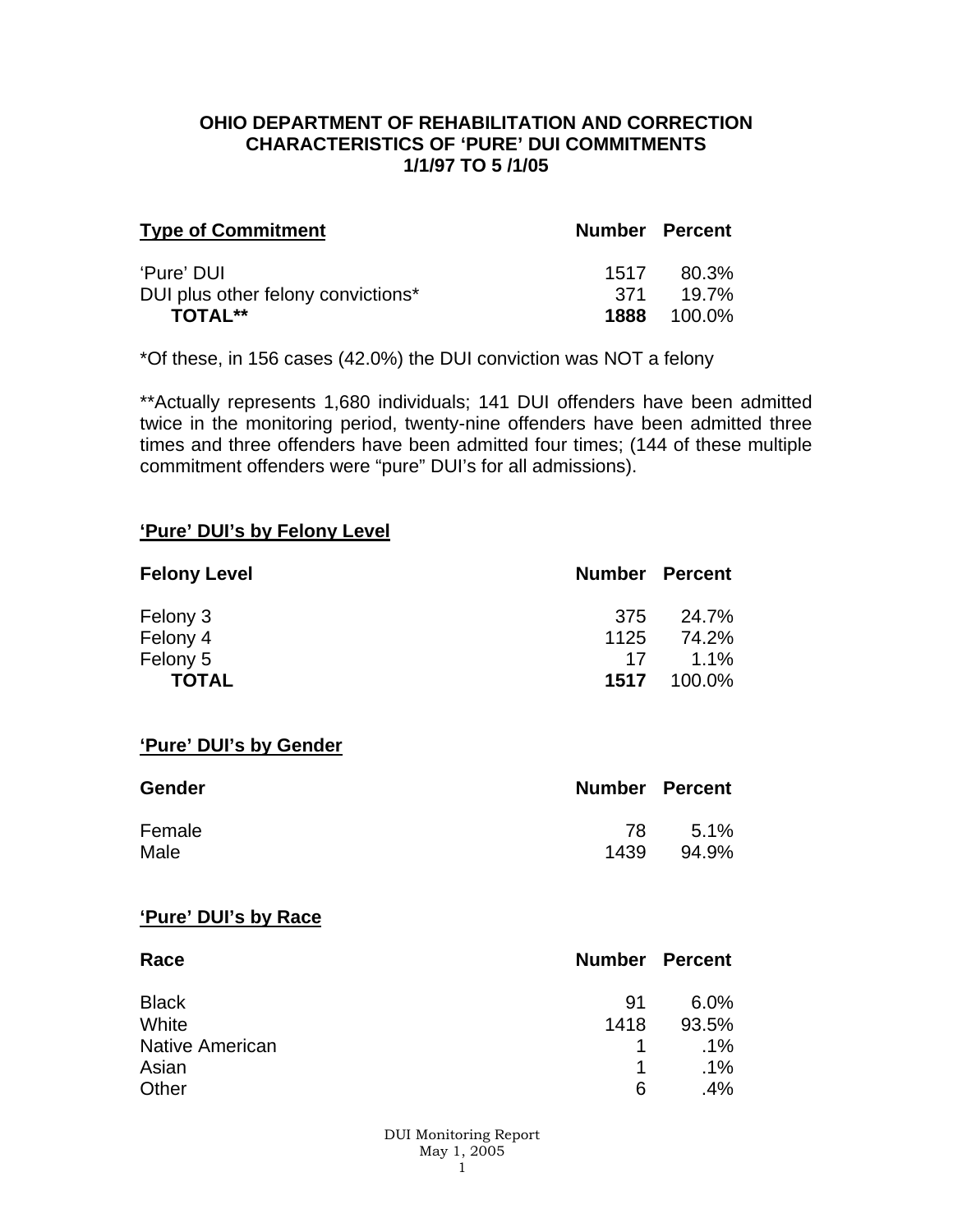# OHIO DEPARTMENT OF REHABILITATION AND CORRECTION
## CHARACTERISTICS OF 'PURE' DUI COMMITMENTS
## 1/1/97 TO 5 /1/05

| Type of Commitment | Number | Percent |
|---|---|---|
| 'Pure' DUI | 1517 | 80.3% |
| DUI plus other felony convictions* | 371 | 19.7% |
| **TOTAL**** | **1888** | 100.0% |

*Of these, in 156 cases (42.0%) the DUI conviction was NOT a felony

**Actually represents 1,680 individuals; 141 DUI offenders have been admitted twice in the monitoring period, twenty-nine offenders have been admitted three times and three offenders have been admitted four times; (144 of these multiple commitment offenders were "pure" DUI's for all admissions).

### 'Pure' DUI's by Felony Level

| Felony Level | Number | Percent |
|---|---|---|
| Felony 3 | 375 | 24.7% |
| Felony 4 | 1125 | 74.2% |
| Felony 5 | 17 | 1.1% |
| **TOTAL** | **1517** | 100.0% |

### 'Pure' DUI's by Gender

| Gender | Number | Percent |
|---|---|---|
| Female | 78 | 5.1% |
| Male | 1439 | 94.9% |

### 'Pure' DUI's by Race

| Race | Number | Percent |
|---|---|---|
| Black | 91 | 6.0% |
| White | 1418 | 93.5% |
| Native American | 1 | .1% |
| Asian | 1 | .1% |
| Other | 6 | .4% |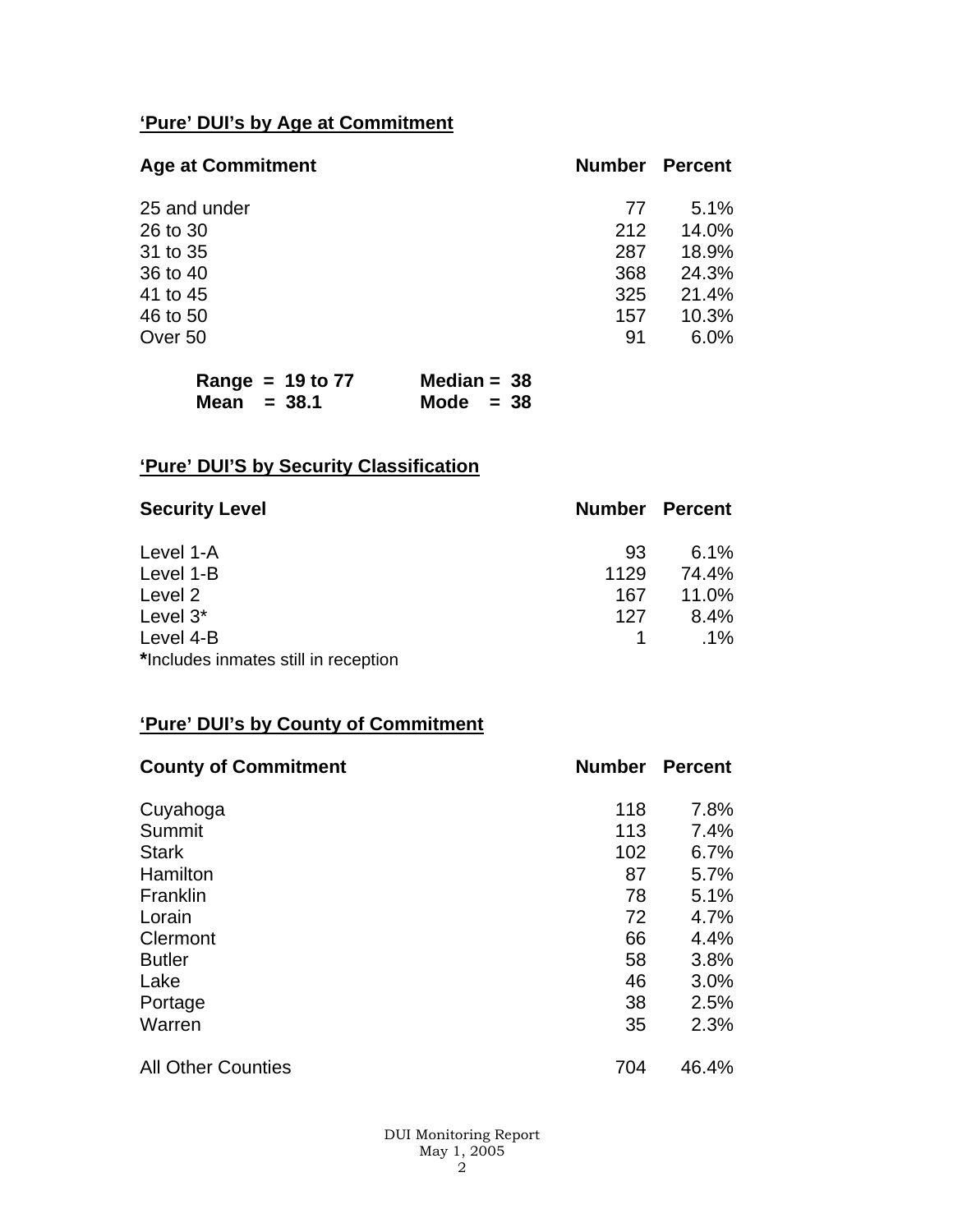## 'Pure' DUI's by Age at Commitment

| Age at Commitment | Number | Percent |
|---|---|---|
| 25 and under | 77 | 5.1% |
| 26 to 30 | 212 | 14.0% |
| 31 to 35 | 287 | 18.9% |
| 36 to 40 | 368 | 24.3% |
| 41 to 45 | 325 | 21.4% |
| 46 to 50 | 157 | 10.3% |
| Over 50 | 91 | 6.0% |

**Range = 19 to 77** **Median = 38**
**Mean = 38.1** **Mode = 38**

## 'Pure' DUI'S by Security Classification

| Security Level | Number | Percent |
|---|---|---|
| Level 1-A | 93 | 6.1% |
| Level 1-B | 1129 | 74.4% |
| Level 2 | 167 | 11.0% |
| Level 3* | 127 | 8.4% |
| Level 4-B | 1 | .1% |

***Includes inmates still in reception**

## 'Pure' DUI's by County of Commitment

| County of Commitment | Number | Percent |
|---|---|---|
| Cuyahoga | 118 | 7.8% |
| Summit | 113 | 7.4% |
| Stark | 102 | 6.7% |
| Hamilton | 87 | 5.7% |
| Franklin | 78 | 5.1% |
| Lorain | 72 | 4.7% |
| Clermont | 66 | 4.4% |
| Butler | 58 | 3.8% |
| Lake | 46 | 3.0% |
| Portage | 38 | 2.5% |
| Warren | 35 | 2.3% |
| All Other Counties | 704 | 46.4% |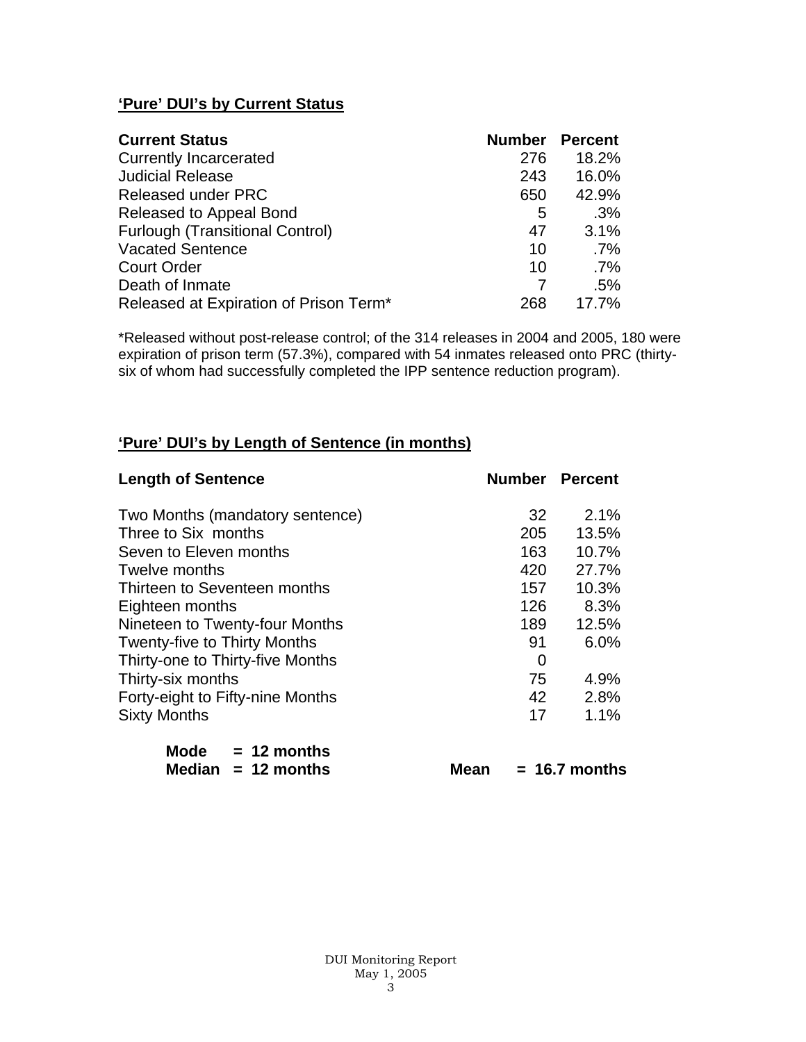## **'Pure' DUI's by Current Status**

| Current Status | Number | Percent |
|---|---|---|
| Currently Incarcerated | 276 | 18.2% |
| Judicial Release | 243 | 16.0% |
| Released under PRC | 650 | 42.9% |
| Released to Appeal Bond | 5 | .3% |
| Furlough (Transitional Control) | 47 | 3.1% |
| Vacated Sentence | 10 | .7% |
| Court Order | 10 | .7% |
| Death of Inmate | 7 | .5% |
| Released at Expiration of Prison Term* | 268 | 17.7% |

*Released without post-release control; of the 314 releases in 2004 and 2005, 180 were expiration of prison term (57.3%), compared with 54 inmates released onto PRC (thirty-six of whom had successfully completed the IPP sentence reduction program).

## **'Pure' DUI's by Length of Sentence (in months)**

| Length of Sentence | Number | Percent |
|---|---|---|
| Two Months (mandatory sentence) | 32 | 2.1% |
| Three to Six months | 205 | 13.5% |
| Seven to Eleven months | 163 | 10.7% |
| Twelve months | 420 | 27.7% |
| Thirteen to Seventeen months | 157 | 10.3% |
| Eighteen months | 126 | 8.3% |
| Nineteen to Twenty-four Months | 189 | 12.5% |
| Twenty-five to Thirty Months | 91 | 6.0% |
| Thirty-one to Thirty-five Months | 0 | |
| Thirty-six months | 75 | 4.9% |
| Forty-eight to Fifty-nine Months | 42 | 2.8% |
| Sixty Months | 17 | 1.1% |

**Mode = 12 months**
**Median = 12 months** **Mean = 16.7 months**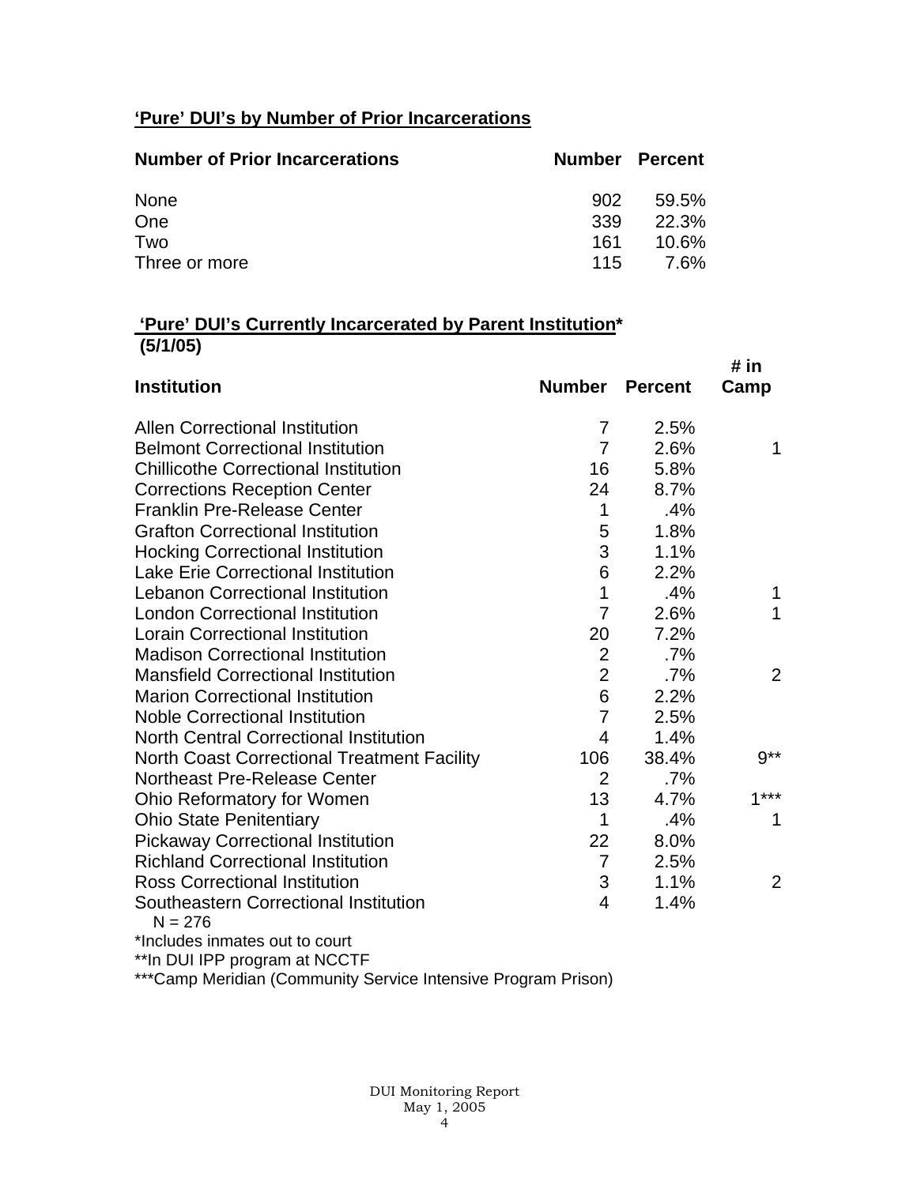**‘Pure’ DUI’s by Number of Prior Incarcerations**

| Number of Prior Incarcerations | Number | Percent |
|---|---|---|
| None | 902 | 59.5% |
| One | 339 | 22.3% |
| Two | 161 | 10.6% |
| Three or more | 115 | 7.6% |

**‘Pure’ DUI’s Currently Incarcerated by Parent Institution*** **(5/1/05)**

| Institution | Number | Percent | # in Camp |
|---|---|---|---|
| Allen Correctional Institution | 7 | 2.5% | |
| Belmont Correctional Institution | 7 | 2.6% | 1 |
| Chillicothe Correctional Institution | 16 | 5.8% | |
| Corrections Reception Center | 24 | 8.7% | |
| Franklin Pre-Release Center | 1 | .4% | |
| Grafton Correctional Institution | 5 | 1.8% | |
| Hocking Correctional Institution | 3 | 1.1% | |
| Lake Erie Correctional Institution | 6 | 2.2% | |
| Lebanon Correctional Institution | 1 | .4% | 1 |
| London Correctional Institution | 7 | 2.6% | 1 |
| Lorain Correctional Institution | 20 | 7.2% | |
| Madison Correctional Institution | 2 | .7% | |
| Mansfield Correctional Institution | 2 | .7% | 2 |
| Marion Correctional Institution | 6 | 2.2% | |
| Noble Correctional Institution | 7 | 2.5% | |
| North Central Correctional Institution | 4 | 1.4% | |
| North Coast Correctional Treatment Facility | 106 | 38.4% | 9** |
| Northeast Pre-Release Center | 2 | .7% | |
| Ohio Reformatory for Women | 13 | 4.7% | 1*** |
| Ohio State Penitentiary | 1 | .4% | 1 |
| Pickaway Correctional Institution | 22 | 8.0% | |
| Richland Correctional Institution | 7 | 2.5% | |
| Ross Correctional Institution | 3 | 1.1% | 2 |
| Southeastern Correctional Institution | 4 | 1.4% | |

N = 276

*Includes inmates out to court

**In DUI IPP program at NCCTF

***Camp Meridian (Community Service Intensive Program Prison)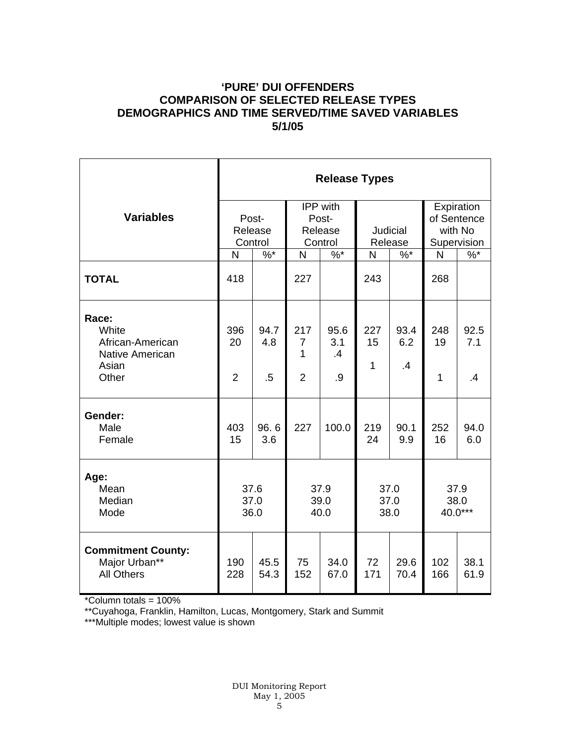# 'PURE' DUI OFFENDERS
# COMPARISON OF SELECTED RELEASE TYPES
# DEMOGRAPHICS AND TIME SERVED/TIME SAVED VARIABLES
# 5/1/05

| Variables | Release Types | | | | | | | |
|---|---|---|---|---|---|---|---|---|
| | Post-Release Control | | IPP with Post-Release Control | | Judicial Release | | Expiration of Sentence with No Supervision | |
| | N | %* | N | %* | N | %* | N | %* |
| **TOTAL** | 418 | | 227 | | 243 | | 268 | |
| **Race:** | | | | | | | | |
| White | 396 | 94.7 | 217 | 95.6 | 227 | 93.4 | 248 | 92.5 |
| African-American | 20 | 4.8 | 7 | 3.1 | 15 | 6.2 | 19 | 7.1 |
| Native American | | | 1 | .4 | | | | |
| Asian | | | | | 1 | .4 | | |
| Other | 2 | .5 | 2 | .9 | | | 1 | .4 |
| **Gender:** | | | | | | | | |
| Male | 403 | 96. 6 | 227 | 100.0 | 219 | 90.1 | 252 | 94.0 |
| Female | 15 | 3.6 | | | 24 | 9.9 | 16 | 6.0 |
| **Age:** | | | | | | | | |
| Mean | 37.6 | | 37.9 | | 37.0 | | 37.9 | |
| Median | 37.0 | | 39.0 | | 37.0 | | 38.0 | |
| Mode | 36.0 | | 40.0 | | 38.0 | | 40.0*** | |
| **Commitment County:** | | | | | | | | |
| Major Urban** | 190 | 45.5 | 75 | 34.0 | 72 | 29.6 | 102 | 38.1 |
| All Others | 228 | 54.3 | 152 | 67.0 | 171 | 70.4 | 166 | 61.9 |

*Column totals = 100%

**Cuyahoga, Franklin, Hamilton, Lucas, Montgomery, Stark and Summit

***Multiple modes; lowest value is shown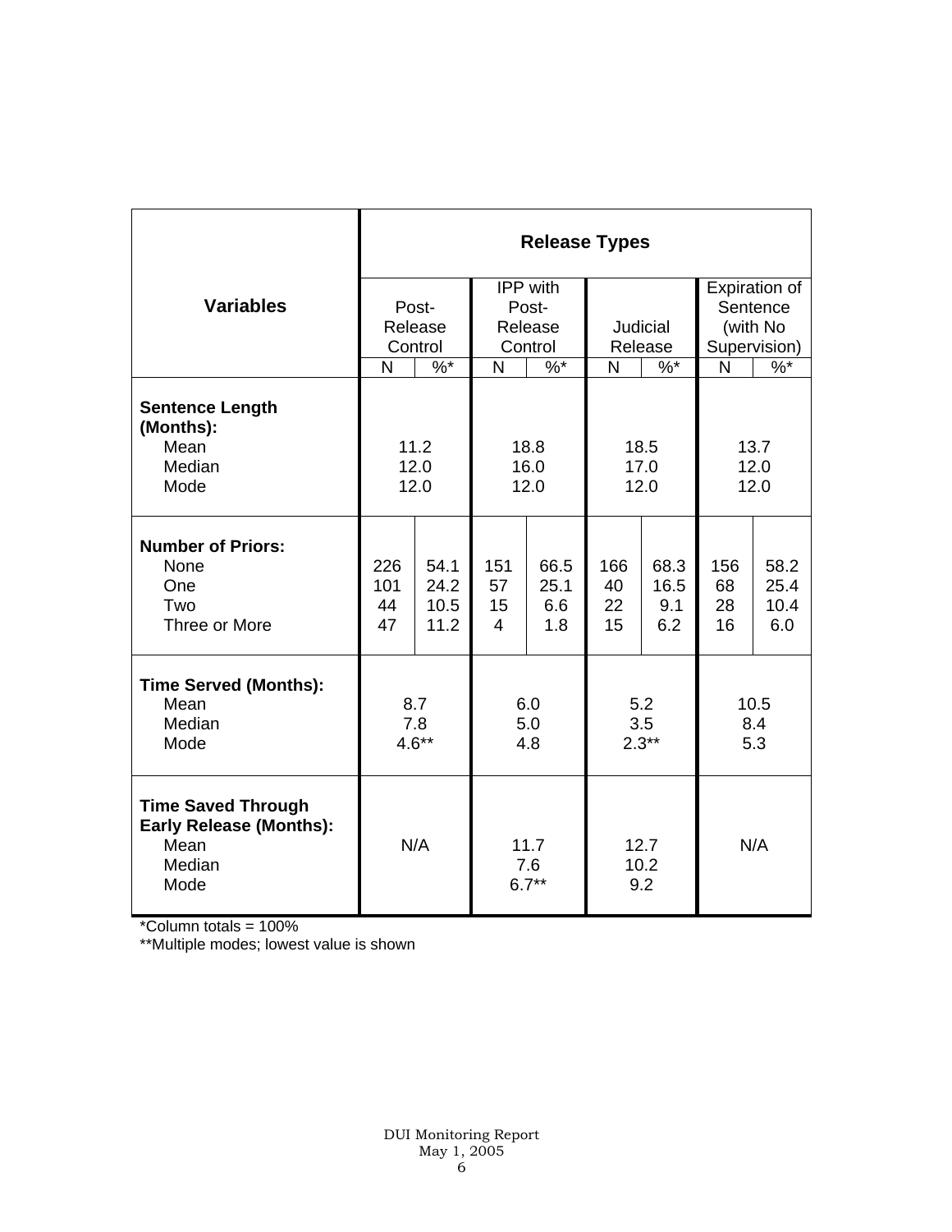| Variables | Release Types | | | | | | | |
|---|---|---|---|---|---|---|---|---|
| | Post-Release Control | | IPP with Post-Release Control | | Judicial Release | | Expiration of Sentence (with No Supervision) | |
| | N | %* | N | %* | N | %* | N | %* |
| **Sentence Length (Months):** | | | | | | | | |
| Mean | 11.2 | | 18.8 | | 18.5 | | 13.7 | |
| Median | 12.0 | | 16.0 | | 17.0 | | 12.0 | |
| Mode | 12.0 | | 12.0 | | 12.0 | | 12.0 | |
| **Number of Priors:** | | | | | | | | |
| None | 226 | 54.1 | 151 | 66.5 | 166 | 68.3 | 156 | 58.2 |
| One | 101 | 24.2 | 57 | 25.1 | 40 | 16.5 | 68 | 25.4 |
| Two | 44 | 10.5 | 15 | 6.6 | 22 | 9.1 | 28 | 10.4 |
| Three or More | 47 | 11.2 | 4 | 1.8 | 15 | 6.2 | 16 | 6.0 |
| **Time Served (Months):** | | | | | | | | |
| Mean | 8.7 | | 6.0 | | 5.2 | | 10.5 | |
| Median | 7.8 | | 5.0 | | 3.5 | | 8.4 | |
| Mode | 4.6** | | 4.8 | | 2.3** | | 5.3 | |
| **Time Saved Through Early Release (Months):** | | | | | | | | |
| Mean | N/A | | 11.7 | | 12.7 | | N/A | |
| Median | | | 7.6 | | 10.2 | | | |
| Mode | | | 6.7** | | 9.2 | | | |

*Column totals = 100%

**Multiple modes; lowest value is shown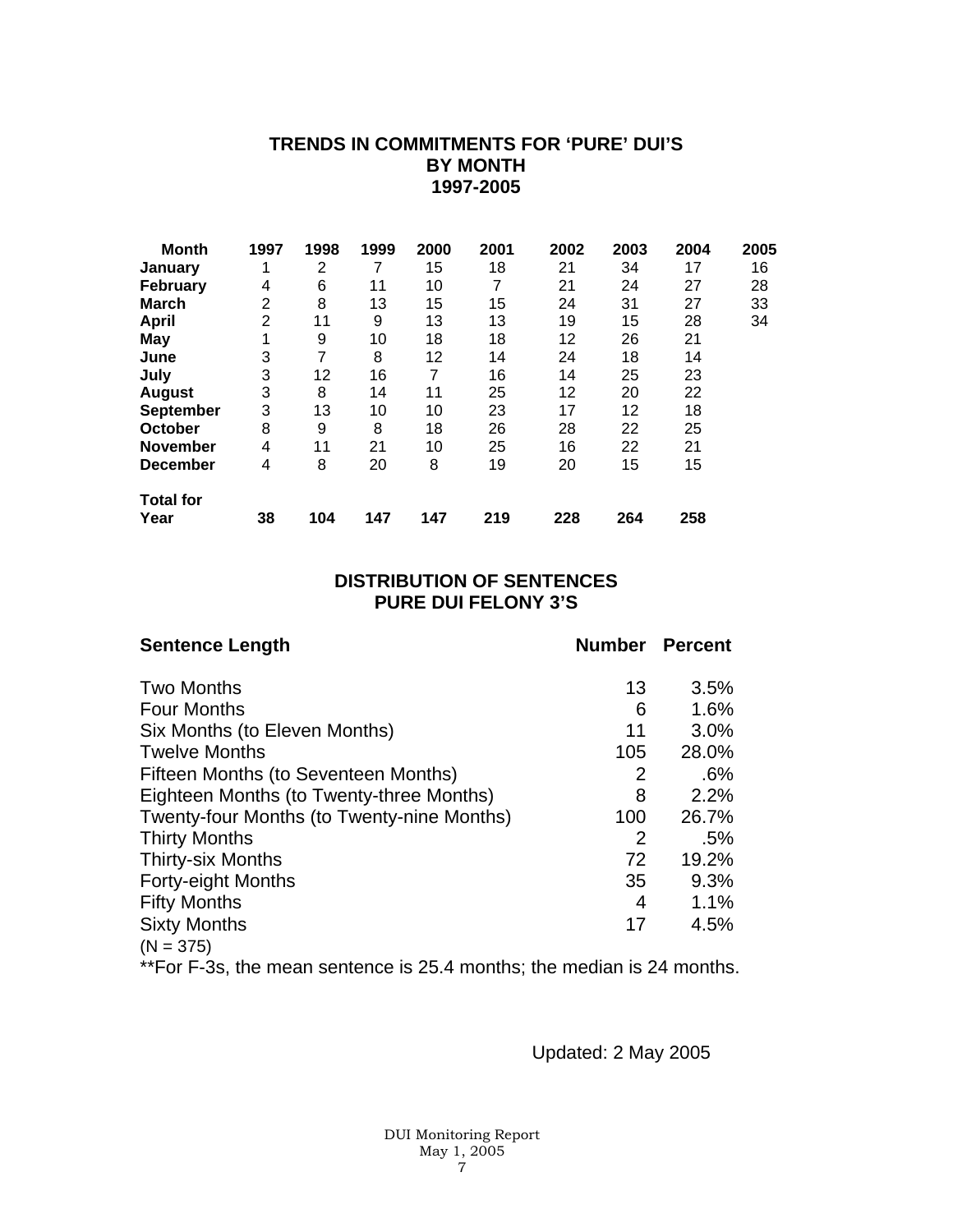## TRENDS IN COMMITMENTS FOR 'PURE' DUI'S
## BY MONTH
## 1997-2005

| Month | 1997 | 1998 | 1999 | 2000 | 2001 | 2002 | 2003 | 2004 | 2005 |
|---|---|---|---|---|---|---|---|---|---|
| **January** | 1 | 2 | 7 | 15 | 18 | 21 | 34 | 17 | 16 |
| **February** | 4 | 6 | 11 | 10 | 7 | 21 | 24 | 27 | 28 |
| **March** | 2 | 8 | 13 | 15 | 15 | 24 | 31 | 27 | 33 |
| **April** | 2 | 11 | 9 | 13 | 13 | 19 | 15 | 28 | 34 |
| **May** | 1 | 9 | 10 | 18 | 18 | 12 | 26 | 21 | |
| **June** | 3 | 7 | 8 | 12 | 14 | 24 | 18 | 14 | |
| **July** | 3 | 12 | 16 | 7 | 16 | 14 | 25 | 23 | |
| **August** | 3 | 8 | 14 | 11 | 25 | 12 | 20 | 22 | |
| **September** | 3 | 13 | 10 | 10 | 23 | 17 | 12 | 18 | |
| **October** | 8 | 9 | 8 | 18 | 26 | 28 | 22 | 25 | |
| **November** | 4 | 11 | 21 | 10 | 25 | 16 | 22 | 21 | |
| **December** | 4 | 8 | 20 | 8 | 19 | 20 | 15 | 15 | |
| **Total for Year** | **38** | **104** | **147** | **147** | **219** | **228** | **264** | **258** | |

## DISTRIBUTION OF SENTENCES
## PURE DUI FELONY 3'S

| Sentence Length | Number | Percent |
|---|---|---|
| Two Months | 13 | 3.5% |
| Four Months | 6 | 1.6% |
| Six Months (to Eleven Months) | 11 | 3.0% |
| Twelve Months | 105 | 28.0% |
| Fifteen Months (to Seventeen Months) | 2 | .6% |
| Eighteen Months (to Twenty-three Months) | 8 | 2.2% |
| Twenty-four Months (to Twenty-nine Months) | 100 | 26.7% |
| Thirty Months | 2 | .5% |
| Thirty-six Months | 72 | 19.2% |
| Forty-eight Months | 35 | 9.3% |
| Fifty Months | 4 | 1.1% |
| Sixty Months | 17 | 4.5% |

(N = 375)

**For F-3s, the mean sentence is 25.4 months; the median is 24 months.

Updated: 2 May 2005